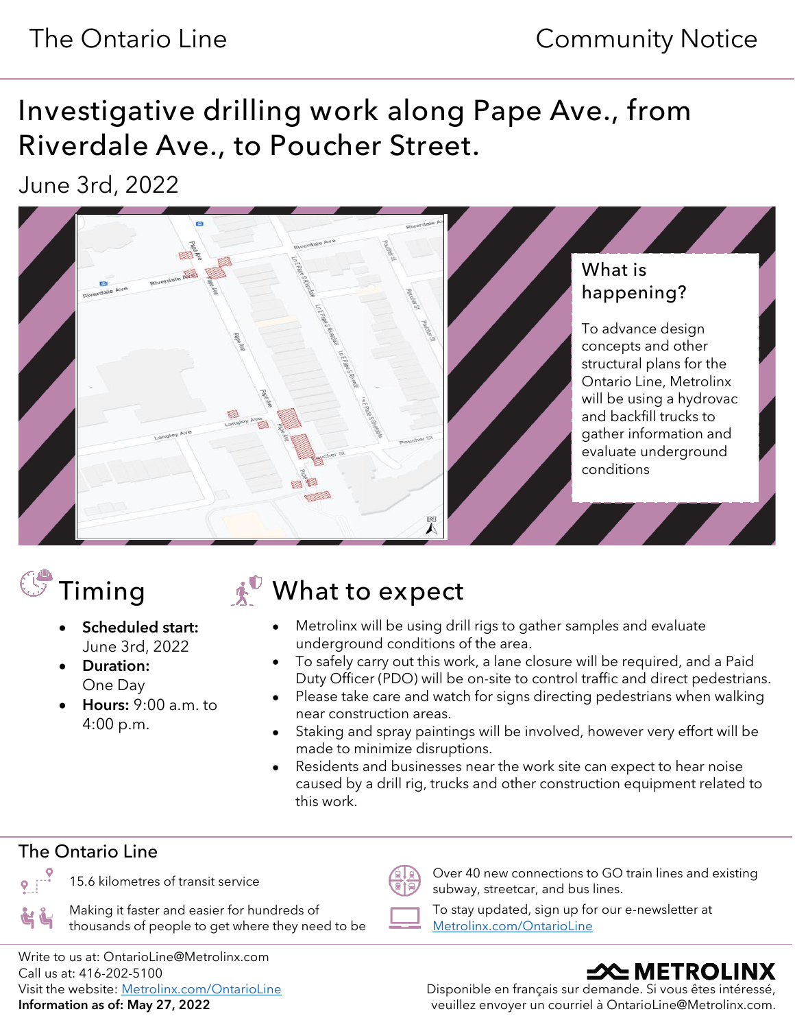The Ontario Line | Community Notice

# Investigative drilling work along Pape Ave., from Riverdale Ave., to Poucher Street.

June 3rd, 2022

## What is happening?

To advance design concepts and other structural plans for the Ontario Line, Metrolinx will be using a hydrovac and backfill trucks to gather information and evaluate underground conditions

## Timing

- **Scheduled start:** June 3rd, 2022
- **Duration:** One Day
- **Hours:** 9:00 a.m. to 4:00 p.m.

## What to expect

- Metrolinx will be using drill rigs to gather samples and evaluate underground conditions of the area.
- To safely carry out this work, a lane closure will be required, and a Paid Duty Officer (PDO) will be on-site to control traffic and direct pedestrians.
- Please take care and watch for signs directing pedestrians when walking near construction areas.
- Staking and spray paintings will be involved, however very effort will be made to minimize disruptions.
- Residents and businesses near the work site can expect to hear noise caused by a drill rig, trucks and other construction equipment related to this work.

## The Ontario Line

- 15.6 kilometres of transit service
- Making it faster and easier for hundreds of thousands of people to get where they need to be
- Over 40 new connections to GO train lines and existing subway, streetcar, and bus lines.
- To stay updated, sign up for our e-newsletter at Metrolinx.com/OntarioLine

Write to us at: OntarioLine@Metrolinx.com
Call us at: 416-202-5100
Visit the website: Metrolinx.com/OntarioLine
**Information as of: May 27, 2022**

METROLINX

Disponible en français sur demande. Si vous êtes intéressé, veuillez envoyer un courriel à OntarioLine@Metrolinx.com.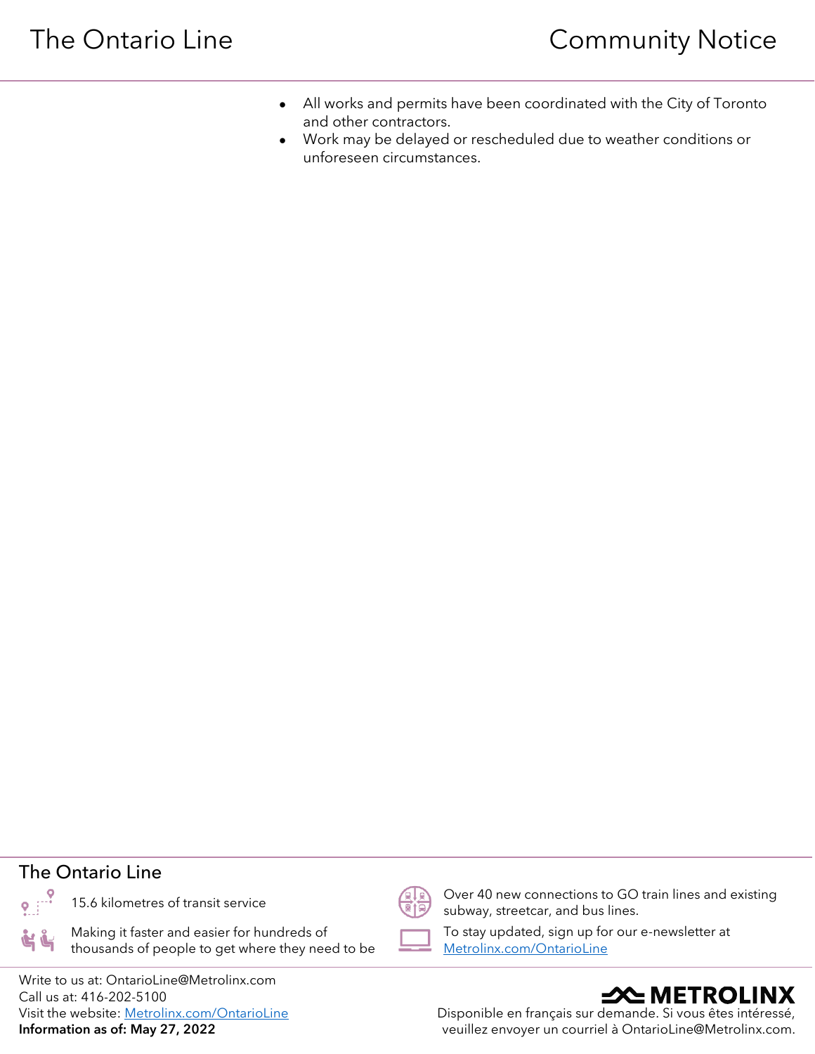- All works and permits have been coordinated with the City of Toronto and other contractors.
- Work may be delayed or rescheduled due to weather conditions or unforeseen circumstances.

## The Ontario Line

15.6 kilometres of transit service

Making it faster and easier for hundreds of thousands of people to get where they need to be

Over 40 new connections to GO train lines and existing subway, streetcar, and bus lines.

To stay updated, sign up for our e-newsletter at Metrolinx.com/OntarioLine

Write to us at: OntarioLine@Metrolinx.com
Call us at: 416-202-5100
Visit the website: Metrolinx.com/OntarioLine
**Information as of: May 27, 2022**

METROLINX

Disponible en français sur demande. Si vous êtes intéressé, veuillez envoyer un courriel à OntarioLine@Metrolinx.com.